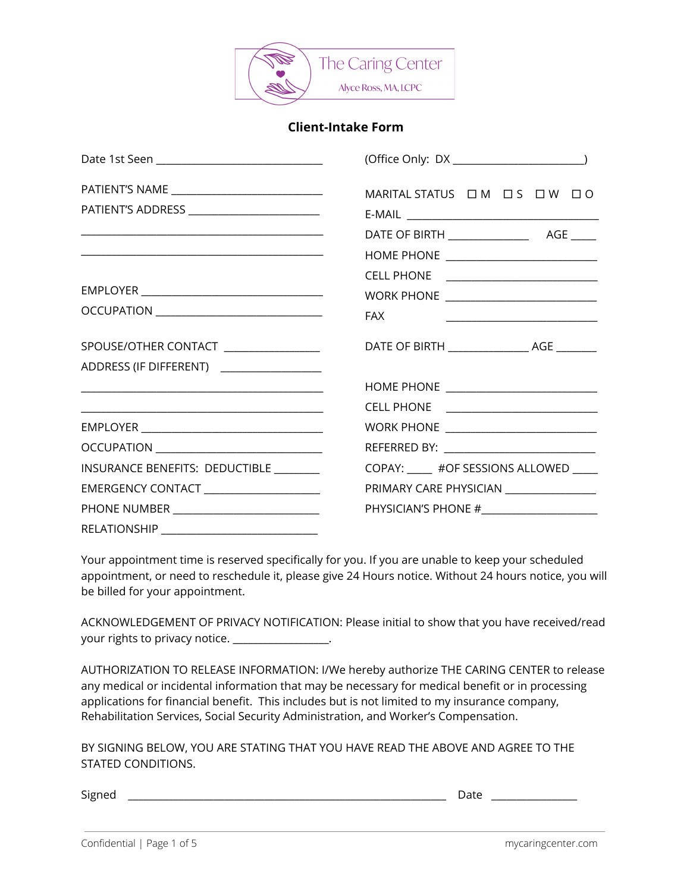The Caring Center

Alyce Ross, MA, LCPC

## Client-Intake Form

Date 1st Seen ______________________________

(Office Only: DX _______________________)

PATIENT'S NAME ____________________________

PATIENT'S ADDRESS _________________________

____________________________________________

____________________________________________

EMPLOYER __________________________________

OCCUPATION ________________________________

MARITAL STATUS ☐ M ☐ S ☐ W ☐ O

E-MAIL _____________________________________

DATE OF BIRTH ______________ AGE _____

HOME PHONE ____________________________

CELL PHONE ____________________________

WORK PHONE ____________________________

FAX ____________________________

SPOUSE/OTHER CONTACT _________________

ADDRESS (IF DIFFERENT) _________________

____________________________________________

____________________________________________

EMPLOYER __________________________________

OCCUPATION ________________________________

DATE OF BIRTH ______________ AGE _______

HOME PHONE ____________________________

CELL PHONE ____________________________

WORK PHONE ____________________________

REFERRED BY: ____________________________

INSURANCE BENEFITS: DEDUCTIBLE ________

COPAY: _____ #OF SESSIONS ALLOWED _____

EMERGENCY CONTACT _____________________

PRIMARY CARE PHYSICIAN ________________

PHONE NUMBER __________________________

PHYSICIAN'S PHONE #_____________________

RELATIONSHIP ___________________________

Your appointment time is reserved specifically for you. If you are unable to keep your scheduled appointment, or need to reschedule it, please give 24 Hours notice. Without 24 hours notice, you will be billed for your appointment.

ACKNOWLEDGEMENT OF PRIVACY NOTIFICATION: Please initial to show that you have received/read your rights to privacy notice. _________________.

AUTHORIZATION TO RELEASE INFORMATION: I/We hereby authorize THE CARING CENTER to release any medical or incidental information that may be necessary for medical benefit or in processing applications for financial benefit. This includes but is not limited to my insurance company, Rehabilitation Services, Social Security Administration, and Worker's Compensation.

BY SIGNING BELOW, YOU ARE STATING THAT YOU HAVE READ THE ABOVE AND AGREE TO THE STATED CONDITIONS.

Signed ______________________________________________________ Date _______________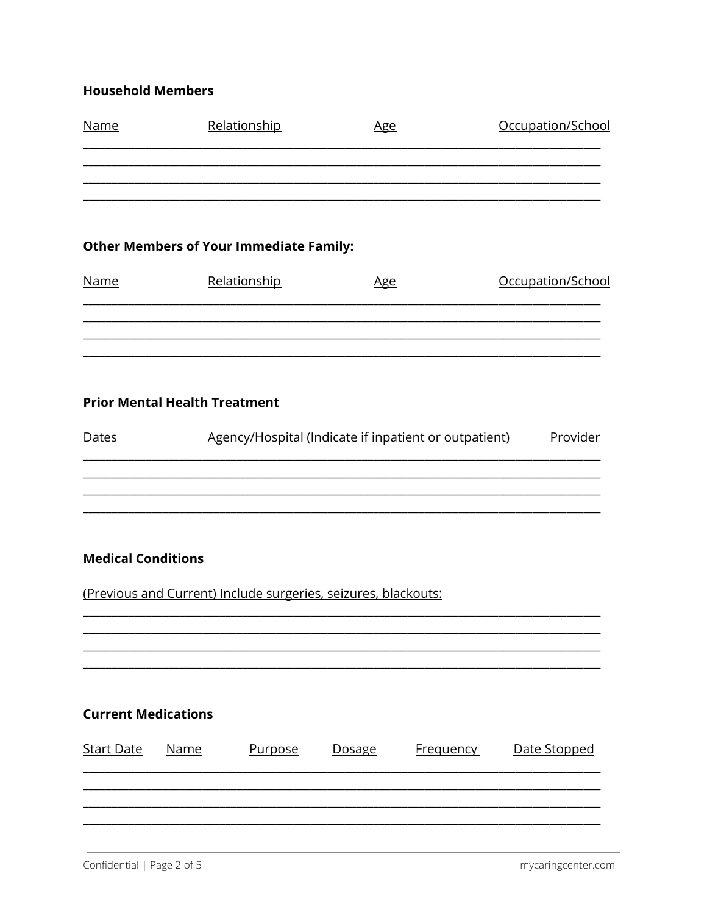**Household Members**

| Name | Relationship | Age | Occupation/School |
|---|---|---|---|
| | | | |
| | | | |
| | | | |
| | | | |

**Other Members of Your Immediate Family:**

| Name | Relationship | Age | Occupation/School |
|---|---|---|---|
| | | | |
| | | | |
| | | | |
| | | | |

**Prior Mental Health Treatment**

| Dates | Agency/Hospital (Indicate if inpatient or outpatient) | Provider |
|---|---|---|
| | | |
| | | |
| | | |
| | | |

**Medical Conditions**

(Previous and Current) Include surgeries, seizures, blackouts:

_______________________________________________________________________________

_______________________________________________________________________________

_______________________________________________________________________________

_______________________________________________________________________________

**Current Medications**

| Start Date | Name | Purpose | Dosage | Frequency | Date Stopped |
|---|---|---|---|---|---|
| | | | | | |
| | | | | | |
| | | | | | |
| | | | | | |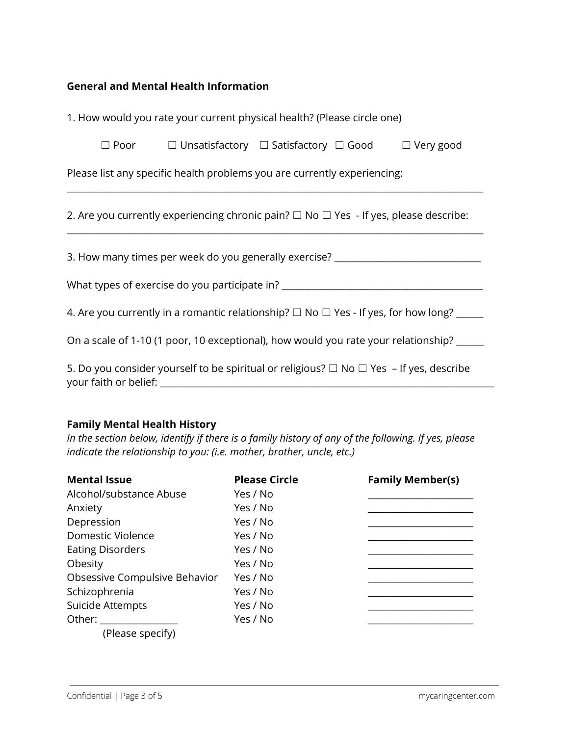**General and Mental Health Information**

1. How would you rate your current physical health? (Please circle one)

☐ Poor ☐ Unsatisfactory ☐ Satisfactory ☐ Good ☐ Very good

Please list any specific health problems you are currently experiencing:
_______________________________________________________________________________

2. Are you currently experiencing chronic pain? ☐ No ☐ Yes - If yes, please describe:
_______________________________________________________________________________

3. How many times per week do you generally exercise? _____________________________

What types of exercise do you participate in? _______________________________________

4. Are you currently in a romantic relationship? ☐ No ☐ Yes - If yes, for how long? ______

On a scale of 1-10 (1 poor, 10 exceptional), how would you rate your relationship? ______

5. Do you consider yourself to be spiritual or religious? ☐ No ☐ Yes – If yes, describe your faith or belief: _________________________________________________________________

**Family Mental Health History**

*In the section below, identify if there is a family history of any of the following. If yes, please indicate the relationship to you: (i.e. mother, brother, uncle, etc.)*

| **Mental Issue** | **Please Circle** | **Family Member(s)** |
|---|---|---|
| Alcohol/substance Abuse | Yes / No | ____________________ |
| Anxiety | Yes / No | ____________________ |
| Depression | Yes / No | ____________________ |
| Domestic Violence | Yes / No | ____________________ |
| Eating Disorders | Yes / No | ____________________ |
| Obesity | Yes / No | ____________________ |
| Obsessive Compulsive Behavior | Yes / No | ____________________ |
| Schizophrenia | Yes / No | ____________________ |
| Suicide Attempts | Yes / No | ____________________ |
| Other: _______________ (Please specify) | Yes / No | ____________________ |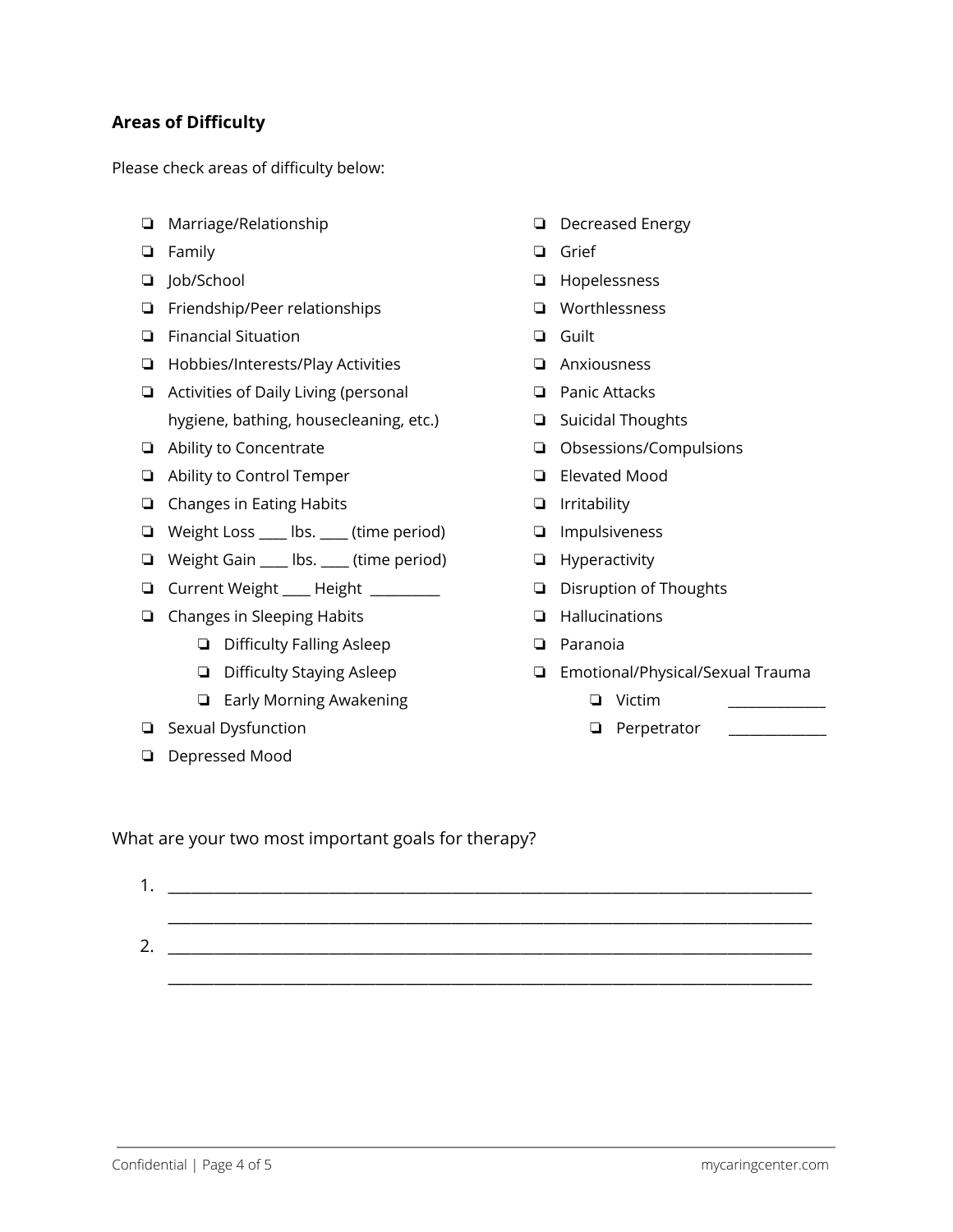## Areas of Difficulty

Please check areas of difficulty below:

- ❏ Marriage/Relationship
- ❏ Family
- ❏ Job/School
- ❏ Friendship/Peer relationships
- ❏ Financial Situation
- ❏ Hobbies/Interests/Play Activities
- ❏ Activities of Daily Living (personal hygiene, bathing, housecleaning, etc.)
- ❏ Ability to Concentrate
- ❏ Ability to Control Temper
- ❏ Changes in Eating Habits
- ❏ Weight Loss ____ lbs. ____ (time period)
- ❏ Weight Gain ____ lbs. ____ (time period)
- ❏ Current Weight ____ Height __________
- ❏ Changes in Sleeping Habits
    - ❏ Difficulty Falling Asleep
    - ❏ Difficulty Staying Asleep
    - ❏ Early Morning Awakening
- ❏ Sexual Dysfunction
- ❏ Depressed Mood
- ❏ Decreased Energy
- ❏ Grief
- ❏ Hopelessness
- ❏ Worthlessness
- ❏ Guilt
- ❏ Anxiousness
- ❏ Panic Attacks
- ❏ Suicidal Thoughts
- ❏ Obsessions/Compulsions
- ❏ Elevated Mood
- ❏ Irritability
- ❏ Impulsiveness
- ❏ Hyperactivity
- ❏ Disruption of Thoughts
- ❏ Hallucinations
- ❏ Paranoia
- ❏ Emotional/Physical/Sexual Trauma
    - ❏ Victim ______________
    - ❏ Perpetrator ______________

What are your two most important goals for therapy?

1. ________________________________________________________________________________
   ________________________________________________________________________________
2. ________________________________________________________________________________
   ________________________________________________________________________________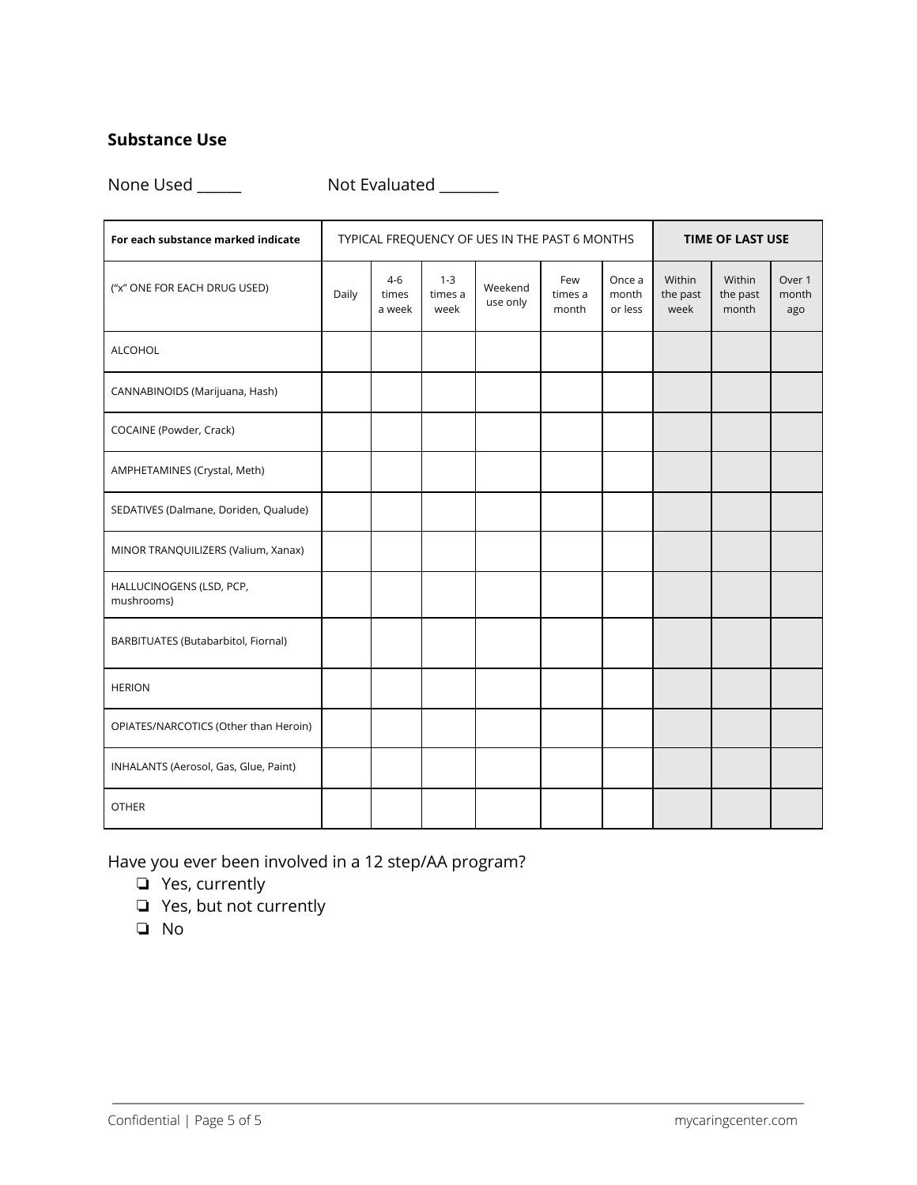**Substance Use**

None Used ______ Not Evaluated ________

| For each substance marked indicate | TYPICAL FREQUENCY OF UES IN THE PAST 6 MONTHS | | | | | | TIME OF LAST USE | | |
|---|---|---|---|---|---|---|---|---|---|
| ("x" ONE FOR EACH DRUG USED) | Daily | 4-6 times a week | 1-3 times a week | Weekend use only | Few times a month | Once a month or less | Within the past week | Within the past month | Over 1 month ago |
| ALCOHOL | | | | | | | | | |
| CANNABINOIDS (Marijuana, Hash) | | | | | | | | | |
| COCAINE (Powder, Crack) | | | | | | | | | |
| AMPHETAMINES (Crystal, Meth) | | | | | | | | | |
| SEDATIVES (Dalmane, Doriden, Qualude) | | | | | | | | | |
| MINOR TRANQUILIZERS (Valium, Xanax) | | | | | | | | | |
| HALLUCINOGENS (LSD, PCP, mushrooms) | | | | | | | | | |
| BARBITUATES (Butabarbitol, Fiornal) | | | | | | | | | |
| HERION | | | | | | | | | |
| OPIATES/NARCOTICS (Other than Heroin) | | | | | | | | | |
| INHALANTS (Aerosol, Gas, Glue, Paint) | | | | | | | | | |
| OTHER | | | | | | | | | |

Have you ever been involved in a 12 step/AA program?

- ❏ Yes, currently
- ❏ Yes, but not currently
- ❏ No